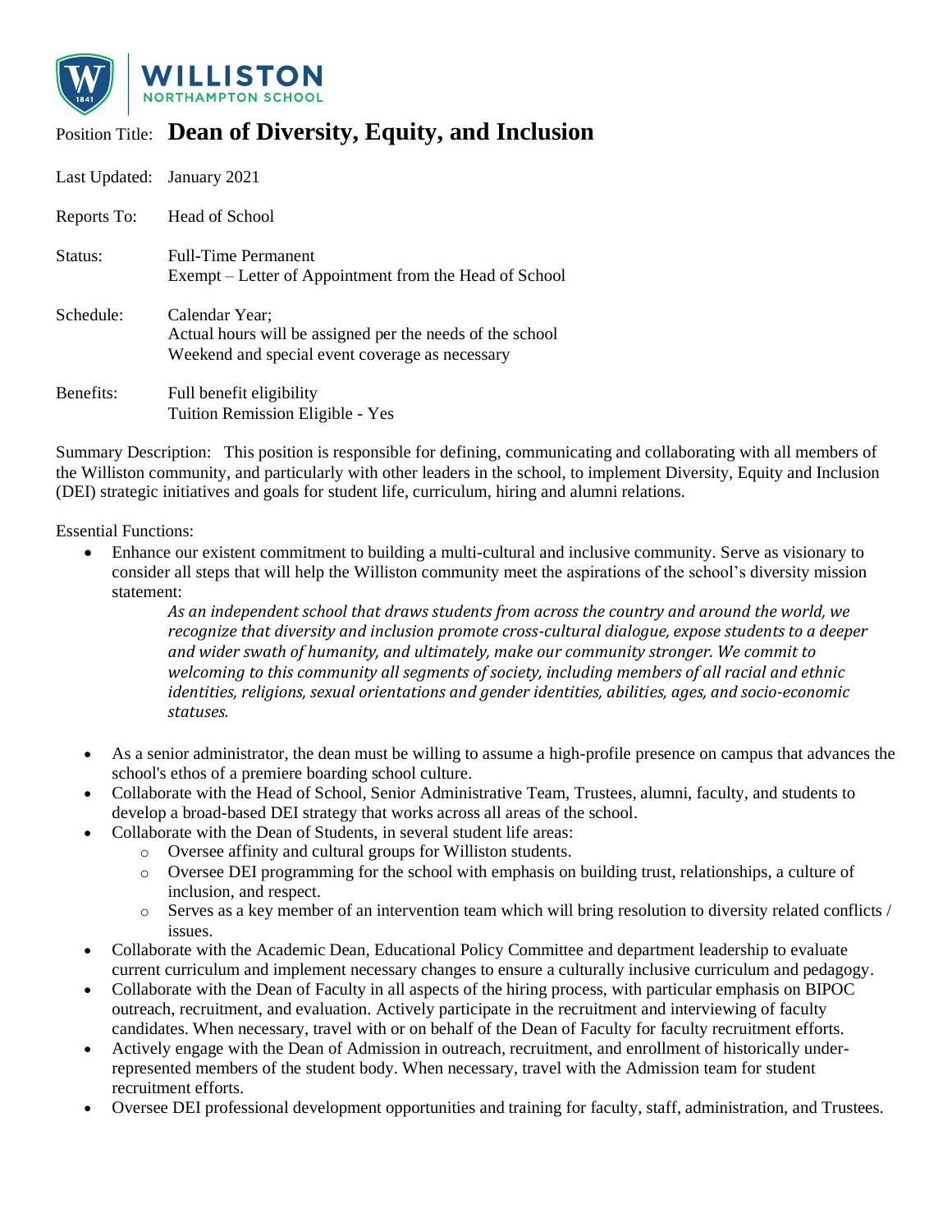**WILLISTON**
NORTHAMPTON SCHOOL

Position Title: **Dean of Diversity, Equity, and Inclusion**

Last Updated: January 2021

Reports To: Head of School

Status: Full-Time Permanent
Exempt – Letter of Appointment from the Head of School

Schedule: Calendar Year;
Actual hours will be assigned per the needs of the school
Weekend and special event coverage as necessary

Benefits: Full benefit eligibility
Tuition Remission Eligible - Yes

Summary Description: This position is responsible for defining, communicating and collaborating with all members of the Williston community, and particularly with other leaders in the school, to implement Diversity, Equity and Inclusion (DEI) strategic initiatives and goals for student life, curriculum, hiring and alumni relations.

Essential Functions:

- Enhance our existent commitment to building a multi-cultural and inclusive community. Serve as visionary to consider all steps that will help the Williston community meet the aspirations of the school's diversity mission statement:

  > *As an independent school that draws students from across the country and around the world, we recognize that diversity and inclusion promote cross-cultural dialogue, expose students to a deeper and wider swath of humanity, and ultimately, make our community stronger. We commit to welcoming to this community all segments of society, including members of all racial and ethnic identities, religions, sexual orientations and gender identities, abilities, ages, and socio-economic statuses.*

- As a senior administrator, the dean must be willing to assume a high-profile presence on campus that advances the school's ethos of a premiere boarding school culture.
- Collaborate with the Head of School, Senior Administrative Team, Trustees, alumni, faculty, and students to develop a broad-based DEI strategy that works across all areas of the school.
- Collaborate with the Dean of Students, in several student life areas:
  - Oversee affinity and cultural groups for Williston students.
  - Oversee DEI programming for the school with emphasis on building trust, relationships, a culture of inclusion, and respect.
  - Serves as a key member of an intervention team which will bring resolution to diversity related conflicts / issues.
- Collaborate with the Academic Dean, Educational Policy Committee and department leadership to evaluate current curriculum and implement necessary changes to ensure a culturally inclusive curriculum and pedagogy.
- Collaborate with the Dean of Faculty in all aspects of the hiring process, with particular emphasis on BIPOC outreach, recruitment, and evaluation. Actively participate in the recruitment and interviewing of faculty candidates. When necessary, travel with or on behalf of the Dean of Faculty for faculty recruitment efforts.
- Actively engage with the Dean of Admission in outreach, recruitment, and enrollment of historically under-represented members of the student body. When necessary, travel with the Admission team for student recruitment efforts.
- Oversee DEI professional development opportunities and training for faculty, staff, administration, and Trustees.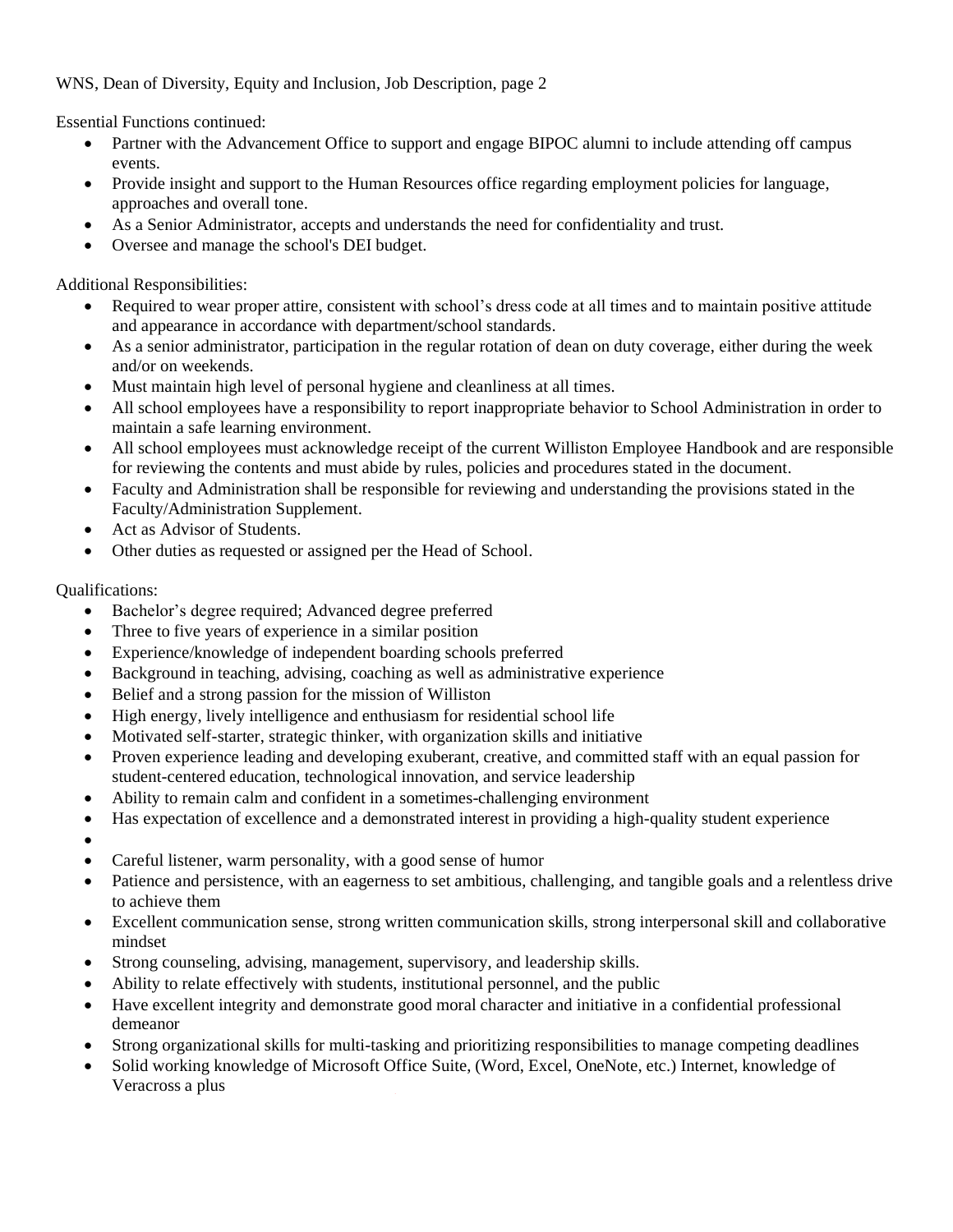Essential Functions continued:

- Partner with the Advancement Office to support and engage BIPOC alumni to include attending off campus events.
- Provide insight and support to the Human Resources office regarding employment policies for language, approaches and overall tone.
- As a Senior Administrator, accepts and understands the need for confidentiality and trust.
- Oversee and manage the school's DEI budget.

Additional Responsibilities:

- Required to wear proper attire, consistent with school's dress code at all times and to maintain positive attitude and appearance in accordance with department/school standards.
- As a senior administrator, participation in the regular rotation of dean on duty coverage, either during the week and/or on weekends.
- Must maintain high level of personal hygiene and cleanliness at all times.
- All school employees have a responsibility to report inappropriate behavior to School Administration in order to maintain a safe learning environment.
- All school employees must acknowledge receipt of the current Williston Employee Handbook and are responsible for reviewing the contents and must abide by rules, policies and procedures stated in the document.
- Faculty and Administration shall be responsible for reviewing and understanding the provisions stated in the Faculty/Administration Supplement.
- Act as Advisor of Students.
- Other duties as requested or assigned per the Head of School.

Qualifications:

- Bachelor's degree required; Advanced degree preferred
- Three to five years of experience in a similar position
- Experience/knowledge of independent boarding schools preferred
- Background in teaching, advising, coaching as well as administrative experience
- Belief and a strong passion for the mission of Williston
- High energy, lively intelligence and enthusiasm for residential school life
- Motivated self-starter, strategic thinker, with organization skills and initiative
- Proven experience leading and developing exuberant, creative, and committed staff with an equal passion for student-centered education, technological innovation, and service leadership
- Ability to remain calm and confident in a sometimes-challenging environment
- Has expectation of excellence and a demonstrated interest in providing a high-quality student experience
- 
- Careful listener, warm personality, with a good sense of humor
- Patience and persistence, with an eagerness to set ambitious, challenging, and tangible goals and a relentless drive to achieve them
- Excellent communication sense, strong written communication skills, strong interpersonal skill and collaborative mindset
- Strong counseling, advising, management, supervisory, and leadership skills.
- Ability to relate effectively with students, institutional personnel, and the public
- Have excellent integrity and demonstrate good moral character and initiative in a confidential professional demeanor
- Strong organizational skills for multi-tasking and prioritizing responsibilities to manage competing deadlines
- Solid working knowledge of Microsoft Office Suite, (Word, Excel, OneNote, etc.) Internet, knowledge of Veracross a plus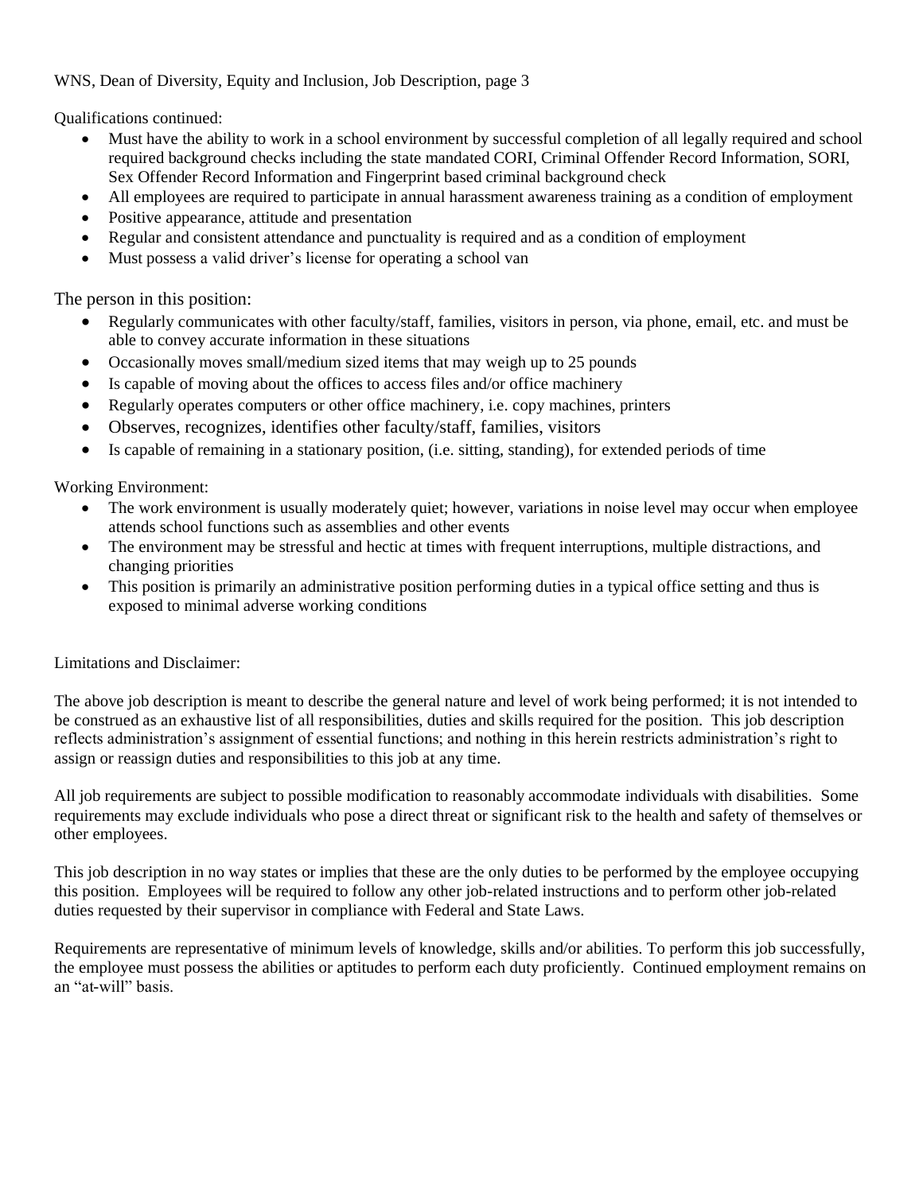Qualifications continued:

- Must have the ability to work in a school environment by successful completion of all legally required and school required background checks including the state mandated CORI, Criminal Offender Record Information, SORI, Sex Offender Record Information and Fingerprint based criminal background check
- All employees are required to participate in annual harassment awareness training as a condition of employment
- Positive appearance, attitude and presentation
- Regular and consistent attendance and punctuality is required and as a condition of employment
- Must possess a valid driver's license for operating a school van

The person in this position:

- Regularly communicates with other faculty/staff, families, visitors in person, via phone, email, etc. and must be able to convey accurate information in these situations
- Occasionally moves small/medium sized items that may weigh up to 25 pounds
- Is capable of moving about the offices to access files and/or office machinery
- Regularly operates computers or other office machinery, i.e. copy machines, printers
- Observes, recognizes, identifies other faculty/staff, families, visitors
- Is capable of remaining in a stationary position, (i.e. sitting, standing), for extended periods of time

Working Environment:

- The work environment is usually moderately quiet; however, variations in noise level may occur when employee attends school functions such as assemblies and other events
- The environment may be stressful and hectic at times with frequent interruptions, multiple distractions, and changing priorities
- This position is primarily an administrative position performing duties in a typical office setting and thus is exposed to minimal adverse working conditions

Limitations and Disclaimer:

The above job description is meant to describe the general nature and level of work being performed; it is not intended to be construed as an exhaustive list of all responsibilities, duties and skills required for the position. This job description reflects administration's assignment of essential functions; and nothing in this herein restricts administration's right to assign or reassign duties and responsibilities to this job at any time.

All job requirements are subject to possible modification to reasonably accommodate individuals with disabilities. Some requirements may exclude individuals who pose a direct threat or significant risk to the health and safety of themselves or other employees.

This job description in no way states or implies that these are the only duties to be performed by the employee occupying this position. Employees will be required to follow any other job-related instructions and to perform other job-related duties requested by their supervisor in compliance with Federal and State Laws.

Requirements are representative of minimum levels of knowledge, skills and/or abilities. To perform this job successfully, the employee must possess the abilities or aptitudes to perform each duty proficiently. Continued employment remains on an "at-will" basis.